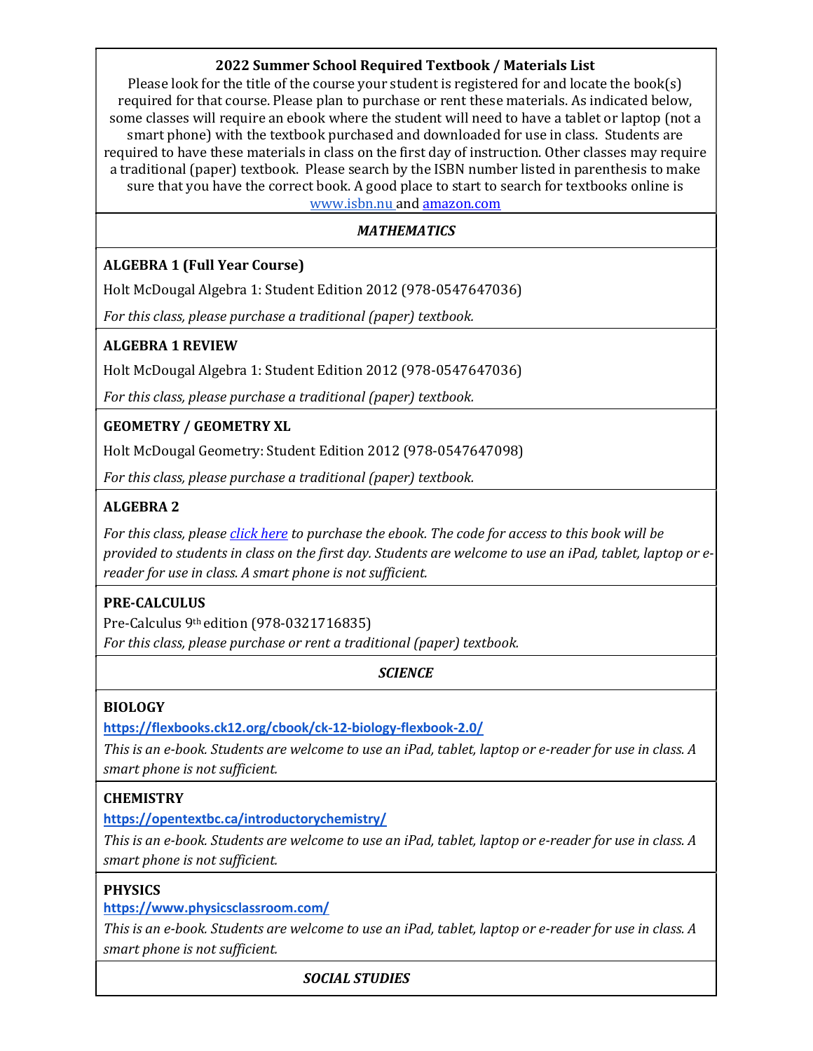## 2022 Summer School Required Textbook / Materials List

Please look for the title of the course your student is registered for and locate the book(s) required for that course. Please plan to purchase or rent these materials. As indicated below, some classes will require an ebook where the student will need to have a tablet or laptop (not a smart phone) with the textbook purchased and downloaded for use in class. Students are required to have these materials in class on the first day of instruction. Other classes may require a traditional (paper) textbook. Please search by the ISBN number listed in parenthesis to make sure that you have the correct book. A good place to start to search for textbooks online is www.isbn.nu and amazon.com

### *MATHEMATICS*

**ALGEBRA 1 (Full Year Course)**

Holt McDougal Algebra 1: Student Edition 2012 (978-0547647036)

*For this class, please purchase a traditional (paper) textbook.*

**ALGEBRA 1 REVIEW**

Holt McDougal Algebra 1: Student Edition 2012 (978-0547647036)

*For this class, please purchase a traditional (paper) textbook.*

**GEOMETRY / GEOMETRY XL**

Holt McDougal Geometry: Student Edition 2012 (978-0547647098)

*For this class, please purchase a traditional (paper) textbook.*

**ALGEBRA 2**

*For this class, please click here to purchase the ebook. The code for access to this book will be provided to students in class on the first day. Students are welcome to use an iPad, tablet, laptop or e-reader for use in class. A smart phone is not sufficient.*

**PRE-CALCULUS**

Pre-Calculus 9th edition (978-0321716835)

*For this class, please purchase or rent a traditional (paper) textbook.*

### *SCIENCE*

**BIOLOGY**

**https://flexbooks.ck12.org/cbook/ck-12-biology-flexbook-2.0/**

*This is an e-book. Students are welcome to use an iPad, tablet, laptop or e-reader for use in class. A smart phone is not sufficient.*

**CHEMISTRY**

**https://opentextbc.ca/introductorychemistry/**

*This is an e-book. Students are welcome to use an iPad, tablet, laptop or e-reader for use in class. A smart phone is not sufficient.*

**PHYSICS**

**https://www.physicsclassroom.com/**

*This is an e-book. Students are welcome to use an iPad, tablet, laptop or e-reader for use in class. A smart phone is not sufficient.*

### *SOCIAL STUDIES*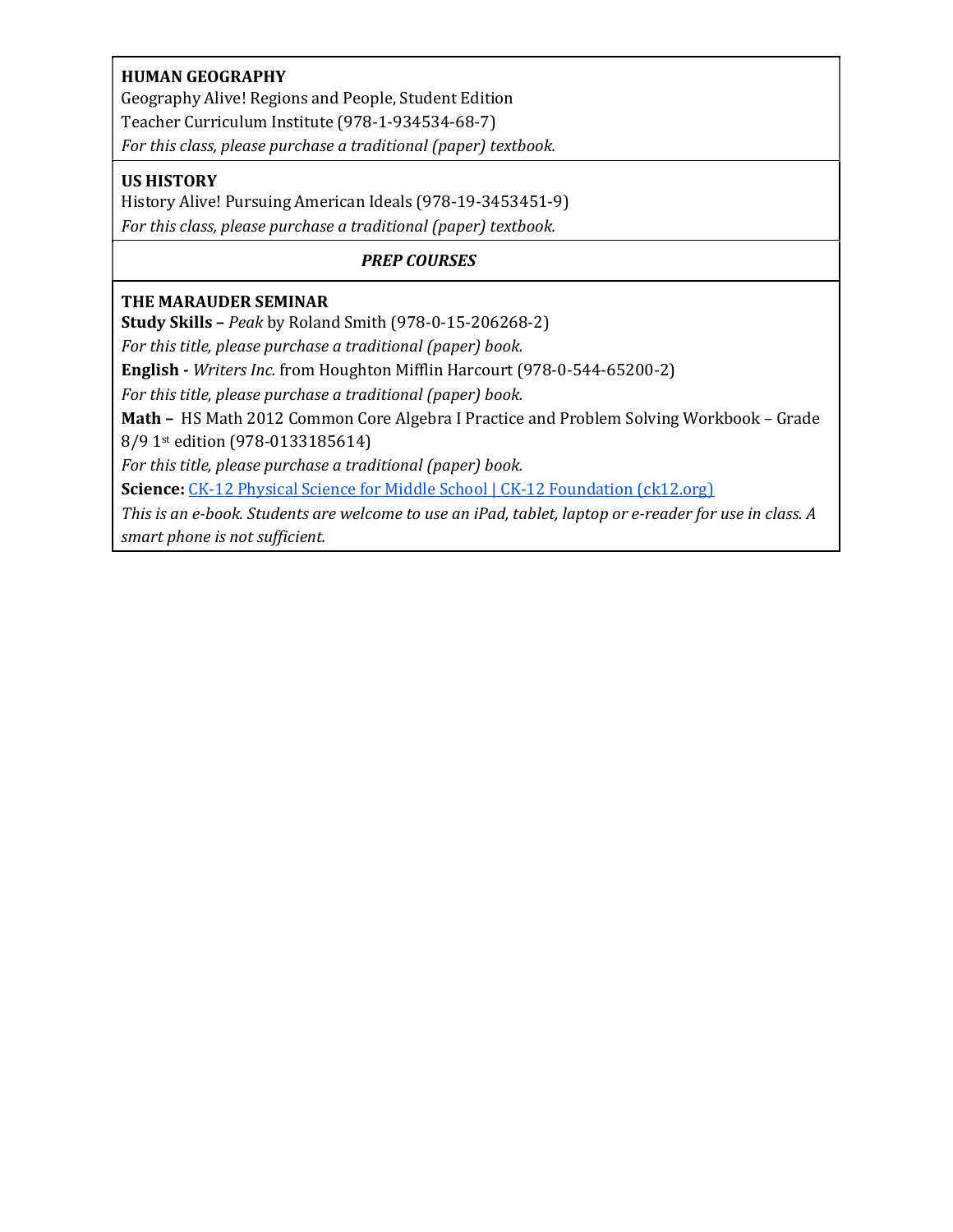**HUMAN GEOGRAPHY**

Geography Alive! Regions and People, Student Edition

Teacher Curriculum Institute (978-1-934534-68-7)

*For this class, please purchase a traditional (paper) textbook.*

**US HISTORY**

History Alive! Pursuing American Ideals (978-19-3453451-9)

*For this class, please purchase a traditional (paper) textbook.*

***PREP COURSES***

**THE MARAUDER SEMINAR**

**Study Skills –** *Peak* by Roland Smith (978-0-15-206268-2)

*For this title, please purchase a traditional (paper) book.*

**English -** *Writers Inc.* from Houghton Mifflin Harcourt (978-0-544-65200-2)

*For this title, please purchase a traditional (paper) book.*

**Math –** HS Math 2012 Common Core Algebra I Practice and Problem Solving Workbook – Grade 8/9 1st edition (978-0133185614)

*For this title, please purchase a traditional (paper) book.*

**Science:** [CK-12 Physical Science for Middle School | CK-12 Foundation (ck12.org)]

*This is an e-book. Students are welcome to use an iPad, tablet, laptop or e-reader for use in class. A smart phone is not sufficient.*